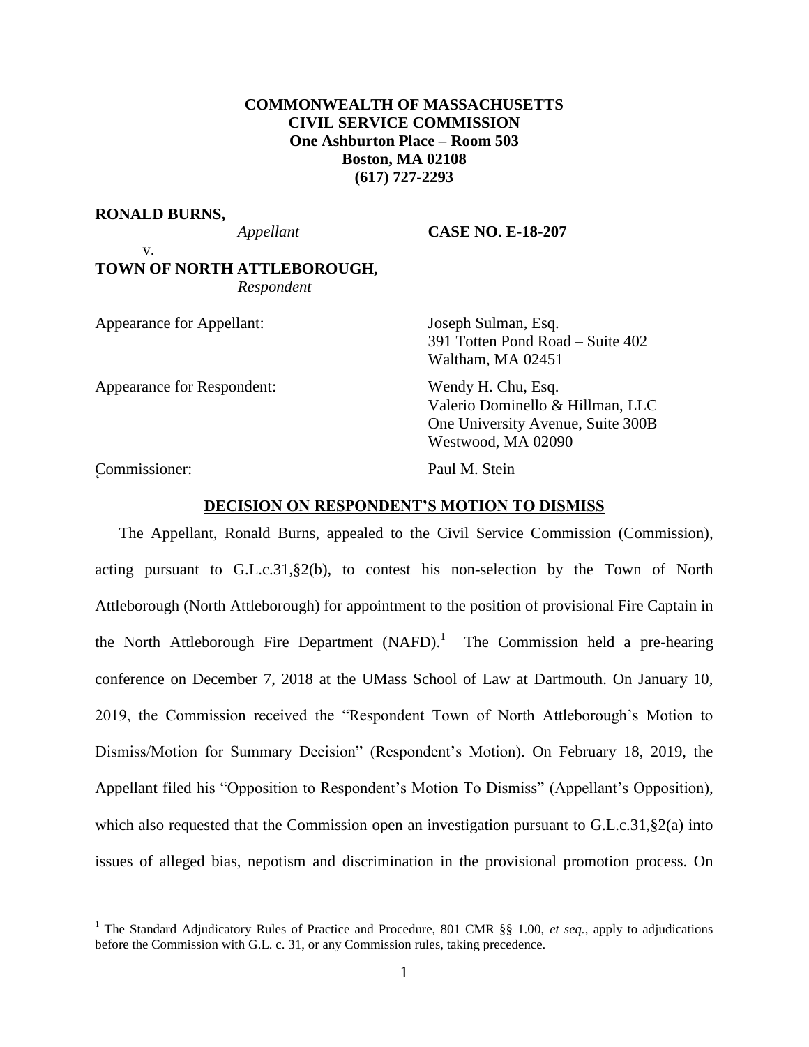**COMMONWEALTH OF MASSACHUSETTS**
**CIVIL SERVICE COMMISSION**
**One Ashburton Place – Room 503**
**Boston, MA 02108**
**(617) 727-2293**

**RONALD BURNS,**
*Appellant*

v.

**TOWN OF NORTH ATTLEBOROUGH,**
*Respondent*

**CASE NO. E-18-207**

Appearance for Appellant: Joseph Sulman, Esq.
391 Totten Pond Road – Suite 402
Waltham, MA 02451

Appearance for Respondent: Wendy H. Chu, Esq.
Valerio Dominello & Hillman, LLC
One University Avenue, Suite 300B
Westwood, MA 02090

Commissioner: Paul M. Stein

## DECISION ON RESPONDENT'S MOTION TO DISMISS

The Appellant, Ronald Burns, appealed to the Civil Service Commission (Commission), acting pursuant to G.L.c.31,§2(b), to contest his non-selection by the Town of North Attleborough (North Attleborough) for appointment to the position of provisional Fire Captain in the North Attleborough Fire Department (NAFD).[1] The Commission held a pre-hearing conference on December 7, 2018 at the UMass School of Law at Dartmouth. On January 10, 2019, the Commission received the "Respondent Town of North Attleborough's Motion to Dismiss/Motion for Summary Decision" (Respondent's Motion). On February 18, 2019, the Appellant filed his "Opposition to Respondent's Motion To Dismiss" (Appellant's Opposition), which also requested that the Commission open an investigation pursuant to G.L.c.31,§2(a) into issues of alleged bias, nepotism and discrimination in the provisional promotion process. On

[1] The Standard Adjudicatory Rules of Practice and Procedure, 801 CMR §§ 1.00, *et seq.*, apply to adjudications before the Commission with G.L. c. 31, or any Commission rules, taking precedence.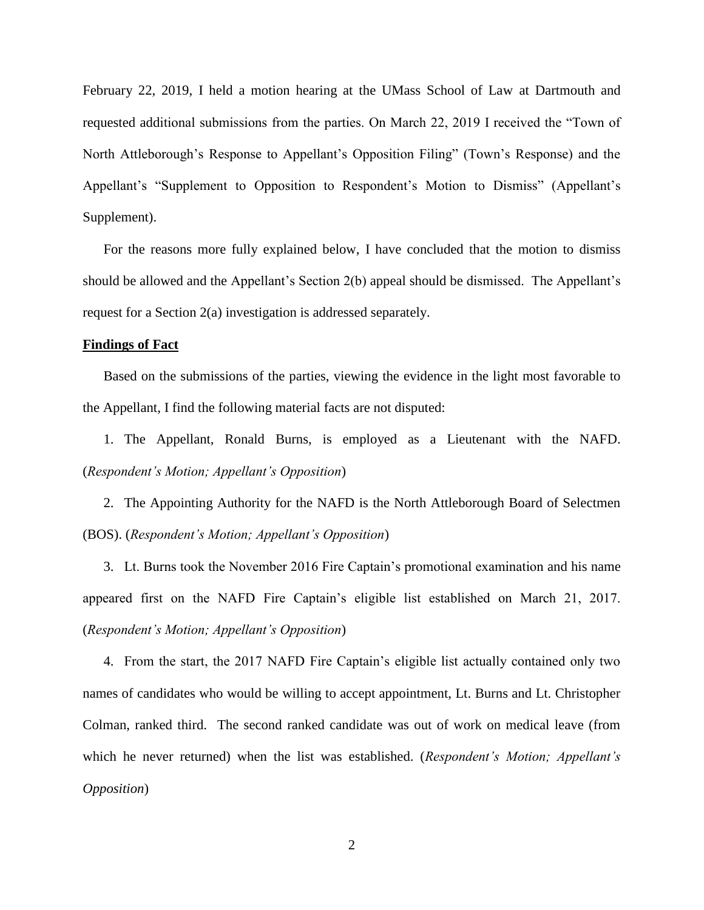February 22, 2019, I held a motion hearing at the UMass School of Law at Dartmouth and requested additional submissions from the parties. On March 22, 2019 I received the "Town of North Attleborough's Response to Appellant's Opposition Filing" (Town's Response) and the Appellant's "Supplement to Opposition to Respondent's Motion to Dismiss" (Appellant's Supplement).

For the reasons more fully explained below, I have concluded that the motion to dismiss should be allowed and the Appellant's Section 2(b) appeal should be dismissed. The Appellant's request for a Section 2(a) investigation is addressed separately.

**Findings of Fact**

Based on the submissions of the parties, viewing the evidence in the light most favorable to the Appellant, I find the following material facts are not disputed:

1. The Appellant, Ronald Burns, is employed as a Lieutenant with the NAFD. (*Respondent's Motion; Appellant's Opposition*)

2. The Appointing Authority for the NAFD is the North Attleborough Board of Selectmen (BOS). (*Respondent's Motion; Appellant's Opposition*)

3. Lt. Burns took the November 2016 Fire Captain's promotional examination and his name appeared first on the NAFD Fire Captain's eligible list established on March 21, 2017. (*Respondent's Motion; Appellant's Opposition*)

4. From the start, the 2017 NAFD Fire Captain's eligible list actually contained only two names of candidates who would be willing to accept appointment, Lt. Burns and Lt. Christopher Colman, ranked third. The second ranked candidate was out of work on medical leave (from which he never returned) when the list was established. (*Respondent's Motion; Appellant's Opposition*)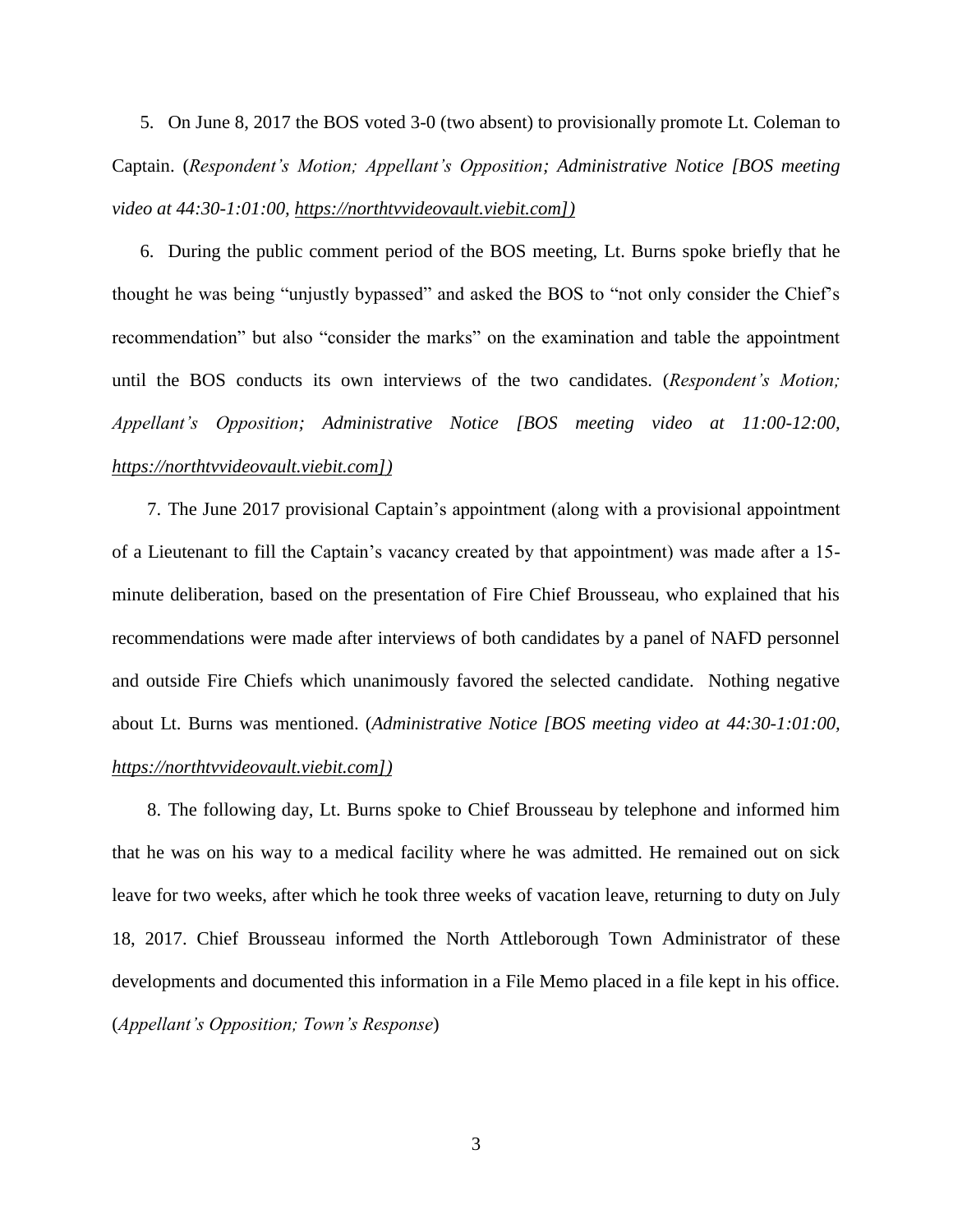5. On June 8, 2017 the BOS voted 3-0 (two absent) to provisionally promote Lt. Coleman to Captain. (*Respondent's Motion; Appellant's Opposition; Administrative Notice [BOS meeting video at 44:30-1:01:00, https://northtvvideovault.viebit.com])*

6. During the public comment period of the BOS meeting, Lt. Burns spoke briefly that he thought he was being "unjustly bypassed" and asked the BOS to "not only consider the Chief's recommendation" but also "consider the marks" on the examination and table the appointment until the BOS conducts its own interviews of the two candidates. (*Respondent's Motion; Appellant's Opposition; Administrative Notice [BOS meeting video at 11:00-12:00, https://northtvvideovault.viebit.com])*

7. The June 2017 provisional Captain's appointment (along with a provisional appointment of a Lieutenant to fill the Captain's vacancy created by that appointment) was made after a 15-minute deliberation, based on the presentation of Fire Chief Brousseau, who explained that his recommendations were made after interviews of both candidates by a panel of NAFD personnel and outside Fire Chiefs which unanimously favored the selected candidate. Nothing negative about Lt. Burns was mentioned. (*Administrative Notice [BOS meeting video at 44:30-1:01:00, https://northtvvideovault.viebit.com])*

8. The following day, Lt. Burns spoke to Chief Brousseau by telephone and informed him that he was on his way to a medical facility where he was admitted. He remained out on sick leave for two weeks, after which he took three weeks of vacation leave, returning to duty on July 18, 2017. Chief Brousseau informed the North Attleborough Town Administrator of these developments and documented this information in a File Memo placed in a file kept in his office. (*Appellant's Opposition; Town's Response*)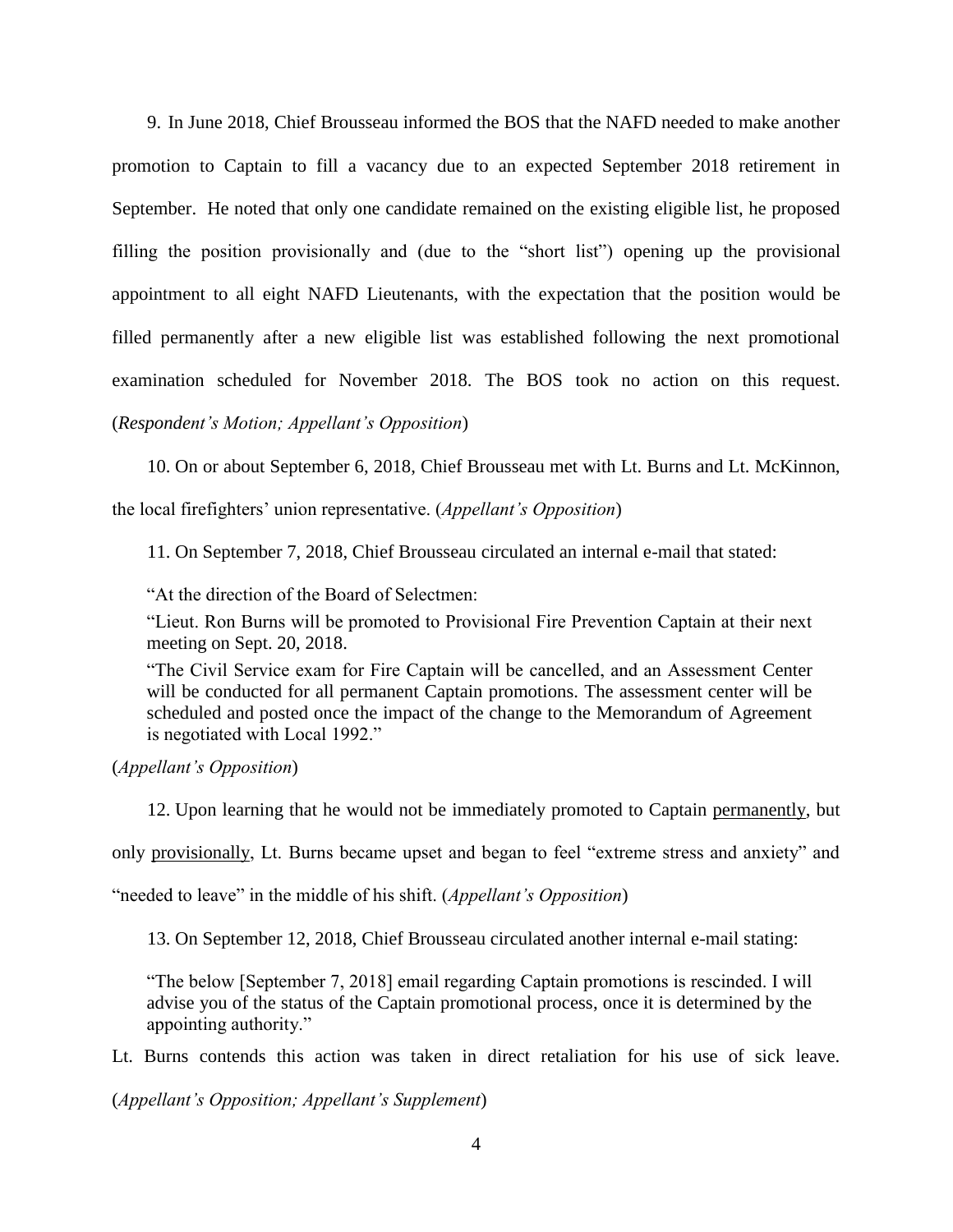9. In June 2018, Chief Brousseau informed the BOS that the NAFD needed to make another promotion to Captain to fill a vacancy due to an expected September 2018 retirement in September. He noted that only one candidate remained on the existing eligible list, he proposed filling the position provisionally and (due to the "short list") opening up the provisional appointment to all eight NAFD Lieutenants, with the expectation that the position would be filled permanently after a new eligible list was established following the next promotional examination scheduled for November 2018. The BOS took no action on this request. (*Respondent's Motion; Appellant's Opposition*)

10. On or about September 6, 2018, Chief Brousseau met with Lt. Burns and Lt. McKinnon, the local firefighters' union representative. (*Appellant's Opposition*)

11. On September 7, 2018, Chief Brousseau circulated an internal e-mail that stated:

> "At the direction of the Board of Selectmen:
>
> "Lieut. Ron Burns will be promoted to Provisional Fire Prevention Captain at their next meeting on Sept. 20, 2018.
>
> "The Civil Service exam for Fire Captain will be cancelled, and an Assessment Center will be conducted for all permanent Captain promotions. The assessment center will be scheduled and posted once the impact of the change to the Memorandum of Agreement is negotiated with Local 1992."

(*Appellant's Opposition*)

12. Upon learning that he would not be immediately promoted to Captain <u>permanently</u>, but only <u>provisionally</u>, Lt. Burns became upset and began to feel "extreme stress and anxiety" and "needed to leave" in the middle of his shift. (*Appellant's Opposition*)

13. On September 12, 2018, Chief Brousseau circulated another internal e-mail stating:

> "The below [September 7, 2018] email regarding Captain promotions is rescinded. I will advise you of the status of the Captain promotional process, once it is determined by the appointing authority."

Lt. Burns contends this action was taken in direct retaliation for his use of sick leave. (*Appellant's Opposition; Appellant's Supplement*)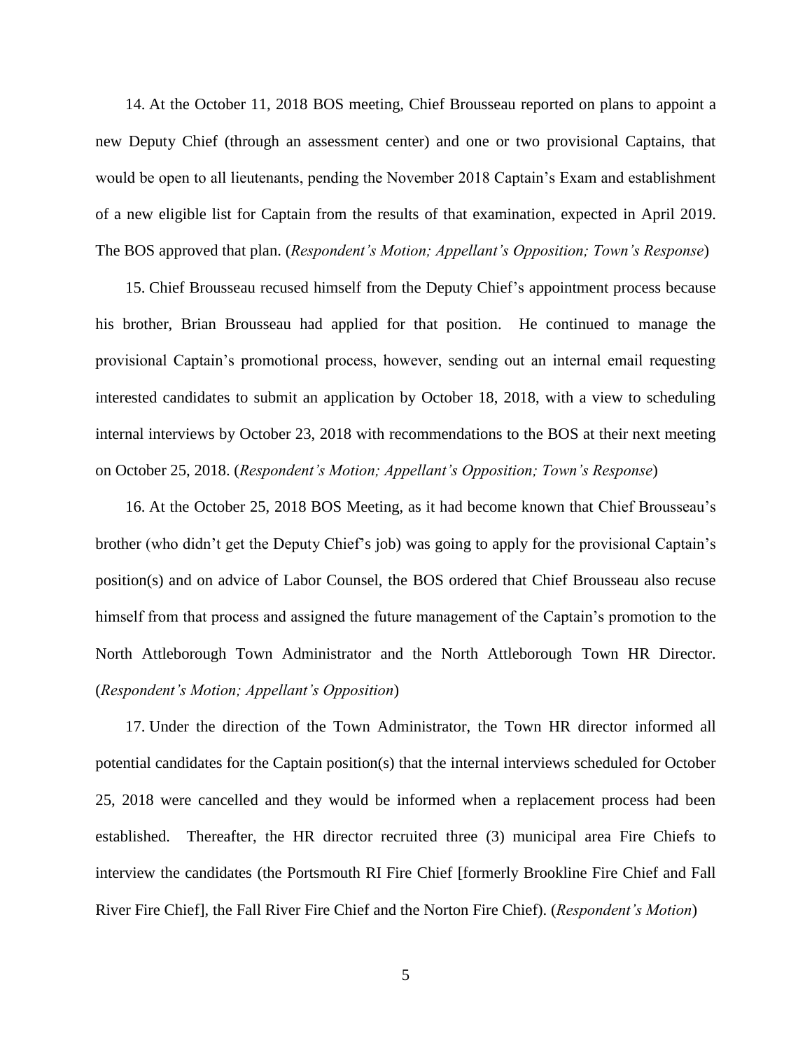14. At the October 11, 2018 BOS meeting, Chief Brousseau reported on plans to appoint a new Deputy Chief (through an assessment center) and one or two provisional Captains, that would be open to all lieutenants, pending the November 2018 Captain's Exam and establishment of a new eligible list for Captain from the results of that examination, expected in April 2019. The BOS approved that plan. (*Respondent's Motion; Appellant's Opposition; Town's Response*)

15. Chief Brousseau recused himself from the Deputy Chief's appointment process because his brother, Brian Brousseau had applied for that position. He continued to manage the provisional Captain's promotional process, however, sending out an internal email requesting interested candidates to submit an application by October 18, 2018, with a view to scheduling internal interviews by October 23, 2018 with recommendations to the BOS at their next meeting on October 25, 2018. (*Respondent's Motion; Appellant's Opposition; Town's Response*)

16. At the October 25, 2018 BOS Meeting, as it had become known that Chief Brousseau's brother (who didn't get the Deputy Chief's job) was going to apply for the provisional Captain's position(s) and on advice of Labor Counsel, the BOS ordered that Chief Brousseau also recuse himself from that process and assigned the future management of the Captain's promotion to the North Attleborough Town Administrator and the North Attleborough Town HR Director. (*Respondent's Motion; Appellant's Opposition*)

17. Under the direction of the Town Administrator, the Town HR director informed all potential candidates for the Captain position(s) that the internal interviews scheduled for October 25, 2018 were cancelled and they would be informed when a replacement process had been established. Thereafter, the HR director recruited three (3) municipal area Fire Chiefs to interview the candidates (the Portsmouth RI Fire Chief [formerly Brookline Fire Chief and Fall River Fire Chief], the Fall River Fire Chief and the Norton Fire Chief). (*Respondent's Motion*)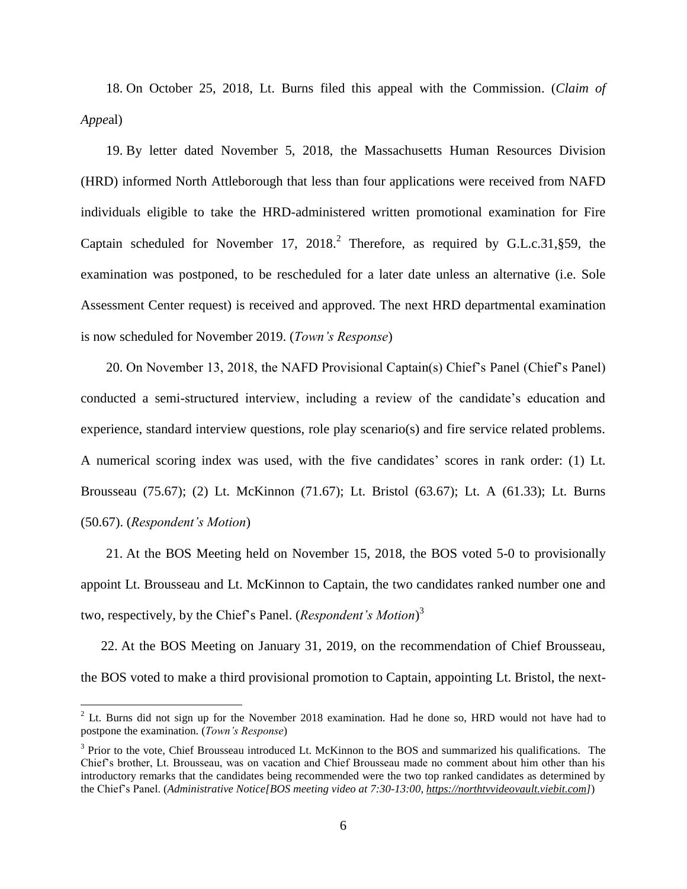18. On October 25, 2018, Lt. Burns filed this appeal with the Commission. (*Claim of Appe*al)

19. By letter dated November 5, 2018, the Massachusetts Human Resources Division (HRD) informed North Attleborough that less than four applications were received from NAFD individuals eligible to take the HRD-administered written promotional examination for Fire Captain scheduled for November 17, 2018.[2] Therefore, as required by G.L.c.31,§59, the examination was postponed, to be rescheduled for a later date unless an alternative (i.e. Sole Assessment Center request) is received and approved. The next HRD departmental examination is now scheduled for November 2019. (*Town's Response*)

20. On November 13, 2018, the NAFD Provisional Captain(s) Chief's Panel (Chief's Panel) conducted a semi-structured interview, including a review of the candidate's education and experience, standard interview questions, role play scenario(s) and fire service related problems. A numerical scoring index was used, with the five candidates' scores in rank order: (1) Lt. Brousseau (75.67); (2) Lt. McKinnon (71.67); Lt. Bristol (63.67); Lt. A (61.33); Lt. Burns (50.67). (*Respondent's Motion*)

21. At the BOS Meeting held on November 15, 2018, the BOS voted 5-0 to provisionally appoint Lt. Brousseau and Lt. McKinnon to Captain, the two candidates ranked number one and two, respectively, by the Chief's Panel. (*Respondent's Motion*)[3]

22. At the BOS Meeting on January 31, 2019, on the recommendation of Chief Brousseau, the BOS voted to make a third provisional promotion to Captain, appointing Lt. Bristol, the next-

---

[2] Lt. Burns did not sign up for the November 2018 examination. Had he done so, HRD would not have had to postpone the examination. (*Town's Response*)

[3] Prior to the vote, Chief Brousseau introduced Lt. McKinnon to the BOS and summarized his qualifications. The Chief's brother, Lt. Brousseau, was on vacation and Chief Brousseau made no comment about him other than his introductory remarks that the candidates being recommended were the two top ranked candidates as determined by the Chief's Panel. (*Administrative Notice[BOS meeting video at 7:30-13:00, https://northtvvideovault.viebit.com]*)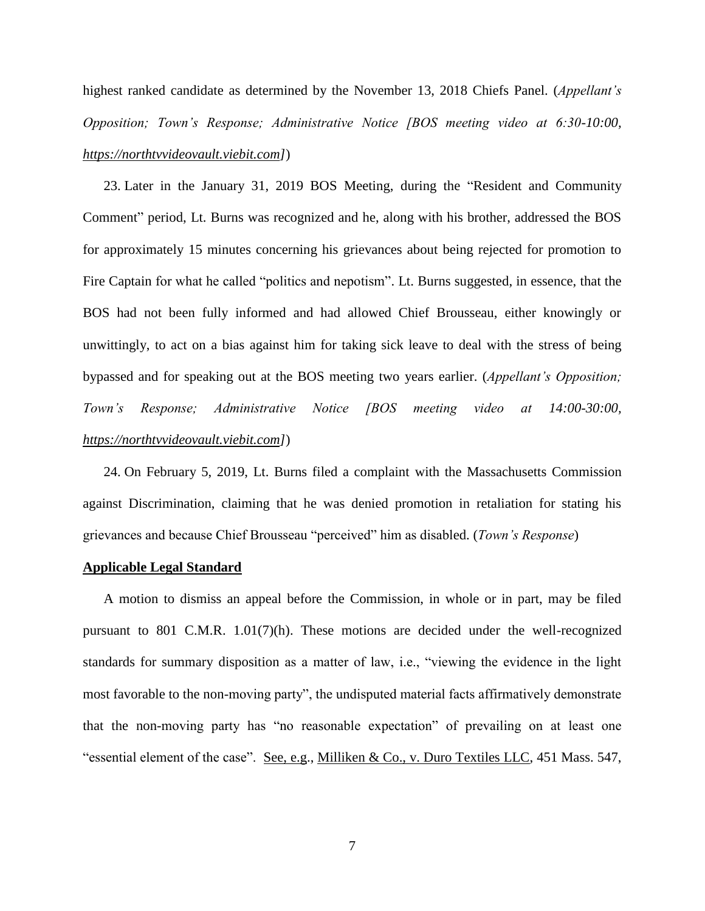highest ranked candidate as determined by the November 13, 2018 Chiefs Panel. (*Appellant's Opposition; Town's Response; Administrative Notice [BOS meeting video at 6:30-10:00, https://northtvvideovault.viebit.com]*)

23. Later in the January 31, 2019 BOS Meeting, during the "Resident and Community Comment" period, Lt. Burns was recognized and he, along with his brother, addressed the BOS for approximately 15 minutes concerning his grievances about being rejected for promotion to Fire Captain for what he called "politics and nepotism". Lt. Burns suggested, in essence, that the BOS had not been fully informed and had allowed Chief Brousseau, either knowingly or unwittingly, to act on a bias against him for taking sick leave to deal with the stress of being bypassed and for speaking out at the BOS meeting two years earlier. (*Appellant's Opposition; Town's Response; Administrative Notice [BOS meeting video at 14:00-30:00, https://northtvvideovault.viebit.com]*)

24. On February 5, 2019, Lt. Burns filed a complaint with the Massachusetts Commission against Discrimination, claiming that he was denied promotion in retaliation for stating his grievances and because Chief Brousseau "perceived" him as disabled. (*Town's Response*)

**Applicable Legal Standard**

A motion to dismiss an appeal before the Commission, in whole or in part, may be filed pursuant to 801 C.M.R. 1.01(7)(h). These motions are decided under the well-recognized standards for summary disposition as a matter of law, i.e., "viewing the evidence in the light most favorable to the non-moving party", the undisputed material facts affirmatively demonstrate that the non-moving party has "no reasonable expectation" of prevailing on at least one "essential element of the case". See, e.g., Milliken & Co., v. Duro Textiles LLC, 451 Mass. 547,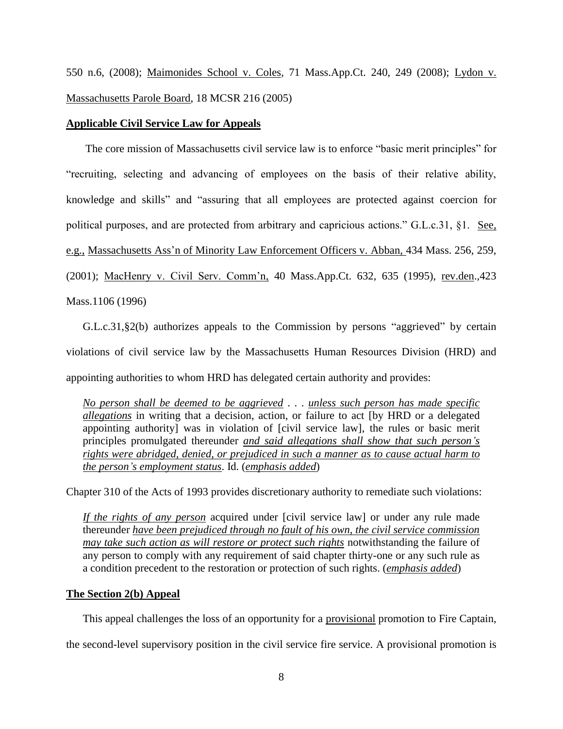550 n.6, (2008); Maimonides School v. Coles, 71 Mass.App.Ct. 240, 249 (2008); Lydon v. Massachusetts Parole Board, 18 MCSR 216 (2005)

**Applicable Civil Service Law for Appeals**

The core mission of Massachusetts civil service law is to enforce "basic merit principles" for "recruiting, selecting and advancing of employees on the basis of their relative ability, knowledge and skills" and "assuring that all employees are protected against coercion for political purposes, and are protected from arbitrary and capricious actions." G.L.c.31, §1. See, e.g., Massachusetts Ass'n of Minority Law Enforcement Officers v. Abban, 434 Mass. 256, 259, (2001); MacHenry v. Civil Serv. Comm'n, 40 Mass.App.Ct. 632, 635 (1995), rev.den.,423 Mass.1106 (1996)

G.L.c.31,§2(b) authorizes appeals to the Commission by persons "aggrieved" by certain violations of civil service law by the Massachusetts Human Resources Division (HRD) and appointing authorities to whom HRD has delegated certain authority and provides:

> *No person shall be deemed to be aggrieved* . . . *unless such person has made specific allegations* in writing that a decision, action, or failure to act [by HRD or a delegated appointing authority] was in violation of [civil service law], the rules or basic merit principles promulgated thereunder ***and said allegations shall show that such person's rights were abridged, denied, or prejudiced in such a manner as to cause actual harm to the person's employment status***. Id. (***emphasis added***)

Chapter 310 of the Acts of 1993 provides discretionary authority to remediate such violations:

> *If the rights of any person* acquired under [civil service law] or under any rule made thereunder ***have been prejudiced through no fault of his own, the civil service commission may take such action as will restore or protect such rights*** notwithstanding the failure of any person to comply with any requirement of said chapter thirty-one or any such rule as a condition precedent to the restoration or protection of such rights. (***emphasis added***)

**The Section 2(b) Appeal**

This appeal challenges the loss of an opportunity for a provisional promotion to Fire Captain, the second-level supervisory position in the civil service fire service. A provisional promotion is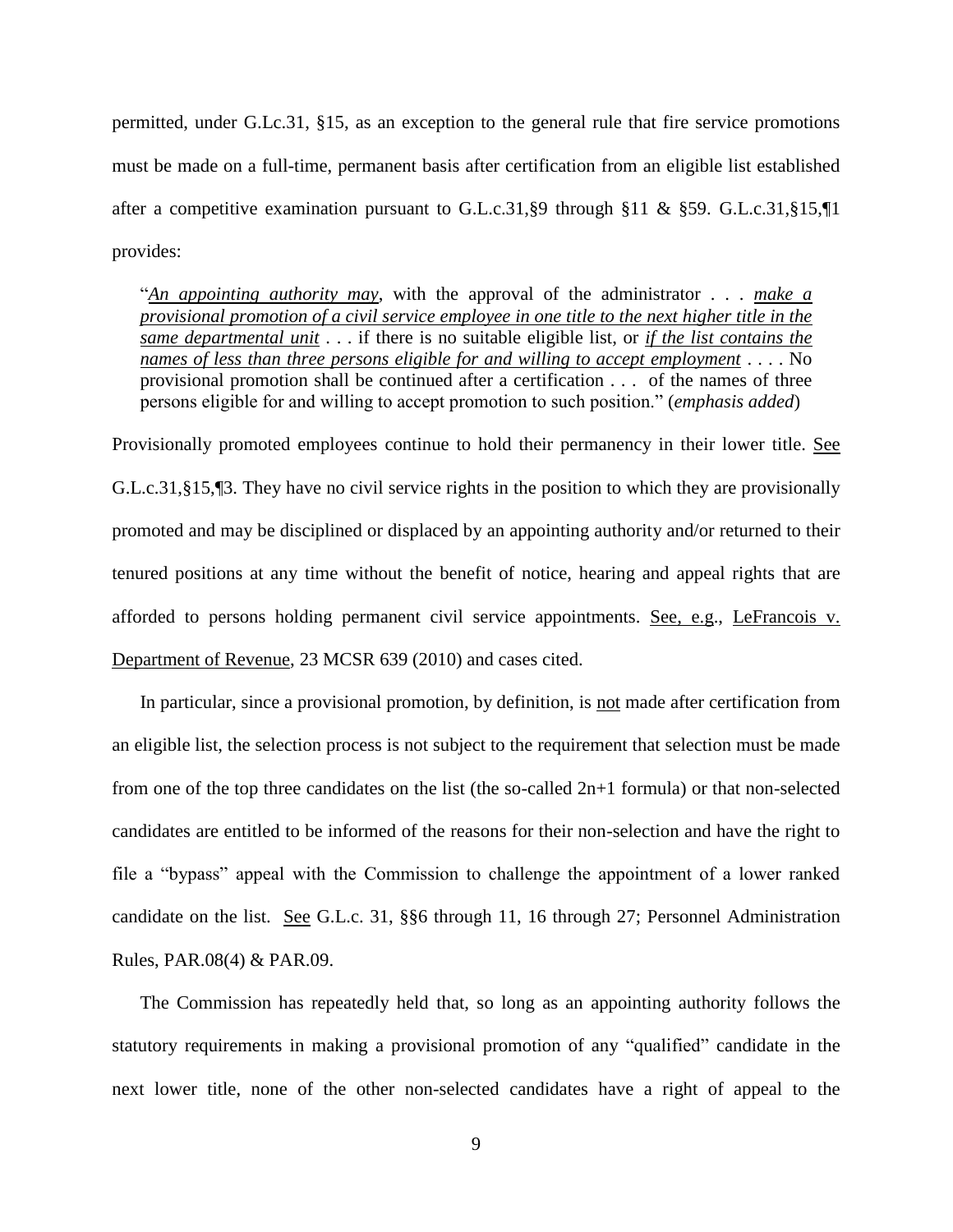permitted, under G.L.c.31, §15, as an exception to the general rule that fire service promotions must be made on a full-time, permanent basis after certification from an eligible list established after a competitive examination pursuant to G.L.c.31,§9 through §11 & §59. G.L.c.31,§15,¶1 provides:

> "*An appointing authority may*, with the approval of the administrator . . . *make a provisional promotion of a civil service employee in one title to the next higher title in the same departmental unit* . . . if there is no suitable eligible list, or *if the list contains the names of less than three persons eligible for and willing to accept employment* . . . . No provisional promotion shall be continued after a certification . . . of the names of three persons eligible for and willing to accept promotion to such position." (*emphasis added*)

Provisionally promoted employees continue to hold their permanency in their lower title. See G.L.c.31,§15,¶3. They have no civil service rights in the position to which they are provisionally promoted and may be disciplined or displaced by an appointing authority and/or returned to their tenured positions at any time without the benefit of notice, hearing and appeal rights that are afforded to persons holding permanent civil service appointments. See, e.g., LeFrancois v. Department of Revenue, 23 MCSR 639 (2010) and cases cited.

In particular, since a provisional promotion, by definition, is not made after certification from an eligible list, the selection process is not subject to the requirement that selection must be made from one of the top three candidates on the list (the so-called 2n+1 formula) or that non-selected candidates are entitled to be informed of the reasons for their non-selection and have the right to file a "bypass" appeal with the Commission to challenge the appointment of a lower ranked candidate on the list. See G.L.c. 31, §§6 through 11, 16 through 27; Personnel Administration Rules, PAR.08(4) & PAR.09.

The Commission has repeatedly held that, so long as an appointing authority follows the statutory requirements in making a provisional promotion of any "qualified" candidate in the next lower title, none of the other non-selected candidates have a right of appeal to the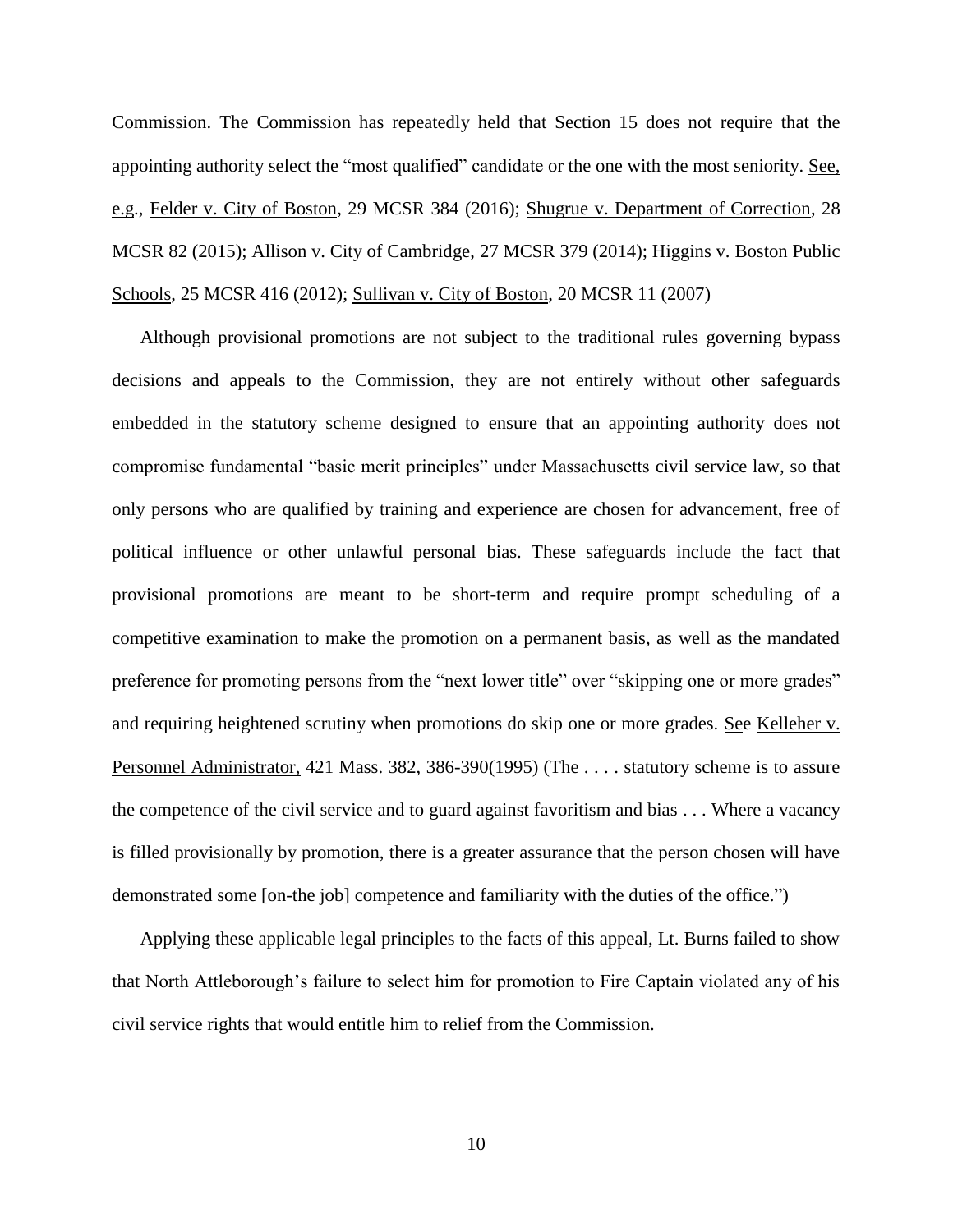Commission. The Commission has repeatedly held that Section 15 does not require that the appointing authority select the "most qualified" candidate or the one with the most seniority. See, e.g., Felder v. City of Boston, 29 MCSR 384 (2016); Shugrue v. Department of Correction, 28 MCSR 82 (2015); Allison v. City of Cambridge, 27 MCSR 379 (2014); Higgins v. Boston Public Schools, 25 MCSR 416 (2012); Sullivan v. City of Boston, 20 MCSR 11 (2007)

Although provisional promotions are not subject to the traditional rules governing bypass decisions and appeals to the Commission, they are not entirely without other safeguards embedded in the statutory scheme designed to ensure that an appointing authority does not compromise fundamental "basic merit principles" under Massachusetts civil service law, so that only persons who are qualified by training and experience are chosen for advancement, free of political influence or other unlawful personal bias. These safeguards include the fact that provisional promotions are meant to be short-term and require prompt scheduling of a competitive examination to make the promotion on a permanent basis, as well as the mandated preference for promoting persons from the "next lower title" over "skipping one or more grades" and requiring heightened scrutiny when promotions do skip one or more grades. See Kelleher v. Personnel Administrator, 421 Mass. 382, 386-390(1995) (The . . . . statutory scheme is to assure the competence of the civil service and to guard against favoritism and bias . . . Where a vacancy is filled provisionally by promotion, there is a greater assurance that the person chosen will have demonstrated some [on-the job] competence and familiarity with the duties of the office.")

Applying these applicable legal principles to the facts of this appeal, Lt. Burns failed to show that North Attleborough's failure to select him for promotion to Fire Captain violated any of his civil service rights that would entitle him to relief from the Commission.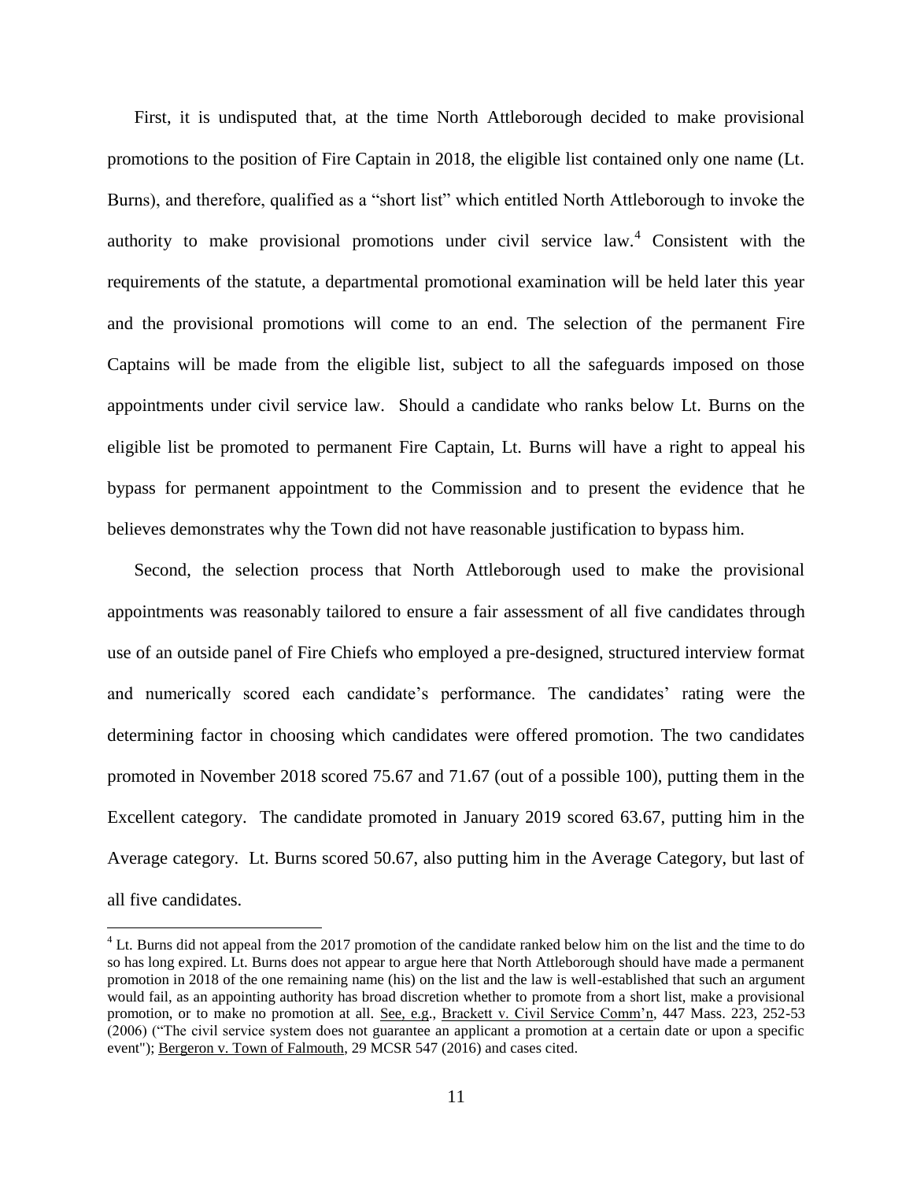First, it is undisputed that, at the time North Attleborough decided to make provisional promotions to the position of Fire Captain in 2018, the eligible list contained only one name (Lt. Burns), and therefore, qualified as a "short list" which entitled North Attleborough to invoke the authority to make provisional promotions under civil service law.[4] Consistent with the requirements of the statute, a departmental promotional examination will be held later this year and the provisional promotions will come to an end. The selection of the permanent Fire Captains will be made from the eligible list, subject to all the safeguards imposed on those appointments under civil service law. Should a candidate who ranks below Lt. Burns on the eligible list be promoted to permanent Fire Captain, Lt. Burns will have a right to appeal his bypass for permanent appointment to the Commission and to present the evidence that he believes demonstrates why the Town did not have reasonable justification to bypass him.

Second, the selection process that North Attleborough used to make the provisional appointments was reasonably tailored to ensure a fair assessment of all five candidates through use of an outside panel of Fire Chiefs who employed a pre-designed, structured interview format and numerically scored each candidate's performance. The candidates' rating were the determining factor in choosing which candidates were offered promotion. The two candidates promoted in November 2018 scored 75.67 and 71.67 (out of a possible 100), putting them in the Excellent category. The candidate promoted in January 2019 scored 63.67, putting him in the Average category. Lt. Burns scored 50.67, also putting him in the Average Category, but last of all five candidates.

---

[4] Lt. Burns did not appeal from the 2017 promotion of the candidate ranked below him on the list and the time to do so has long expired. Lt. Burns does not appear to argue here that North Attleborough should have made a permanent promotion in 2018 of the one remaining name (his) on the list and the law is well-established that such an argument would fail, as an appointing authority has broad discretion whether to promote from a short list, make a provisional promotion, or to make no promotion at all. See, e.g., Brackett v. Civil Service Comm'n, 447 Mass. 223, 252-53 (2006) ("The civil service system does not guarantee an applicant a promotion at a certain date or upon a specific event"); Bergeron v. Town of Falmouth, 29 MCSR 547 (2016) and cases cited.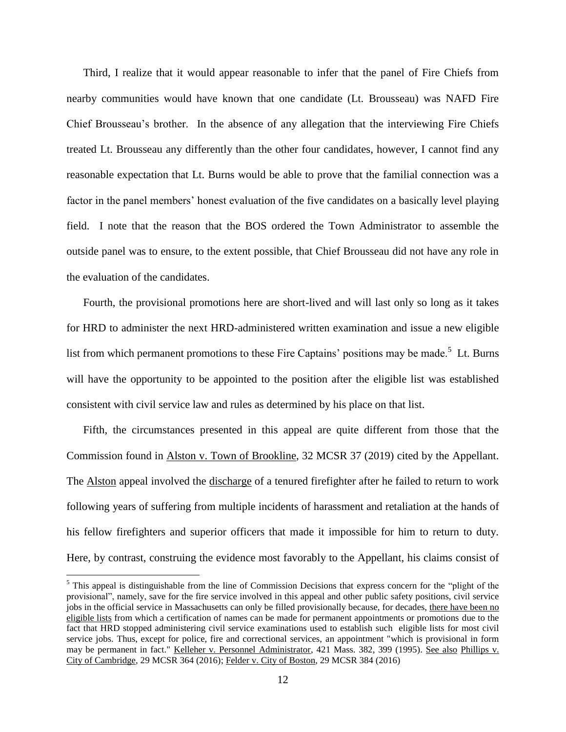Third, I realize that it would appear reasonable to infer that the panel of Fire Chiefs from nearby communities would have known that one candidate (Lt. Brousseau) was NAFD Fire Chief Brousseau's brother. In the absence of any allegation that the interviewing Fire Chiefs treated Lt. Brousseau any differently than the other four candidates, however, I cannot find any reasonable expectation that Lt. Burns would be able to prove that the familial connection was a factor in the panel members' honest evaluation of the five candidates on a basically level playing field. I note that the reason that the BOS ordered the Town Administrator to assemble the outside panel was to ensure, to the extent possible, that Chief Brousseau did not have any role in the evaluation of the candidates.

Fourth, the provisional promotions here are short-lived and will last only so long as it takes for HRD to administer the next HRD-administered written examination and issue a new eligible list from which permanent promotions to these Fire Captains' positions may be made.[5] Lt. Burns will have the opportunity to be appointed to the position after the eligible list was established consistent with civil service law and rules as determined by his place on that list.

Fifth, the circumstances presented in this appeal are quite different from those that the Commission found in Alston v. Town of Brookline, 32 MCSR 37 (2019) cited by the Appellant. The Alston appeal involved the discharge of a tenured firefighter after he failed to return to work following years of suffering from multiple incidents of harassment and retaliation at the hands of his fellow firefighters and superior officers that made it impossible for him to return to duty. Here, by contrast, construing the evidence most favorably to the Appellant, his claims consist of

[5] This appeal is distinguishable from the line of Commission Decisions that express concern for the "plight of the provisional", namely, save for the fire service involved in this appeal and other public safety positions, civil service jobs in the official service in Massachusetts can only be filled provisionally because, for decades, there have been no eligible lists from which a certification of names can be made for permanent appointments or promotions due to the fact that HRD stopped administering civil service examinations used to establish such eligible lists for most civil service jobs. Thus, except for police, fire and correctional services, an appointment "which is provisional in form may be permanent in fact." Kelleher v. Personnel Administrator, 421 Mass. 382, 399 (1995). See also Phillips v. City of Cambridge, 29 MCSR 364 (2016); Felder v. City of Boston, 29 MCSR 384 (2016)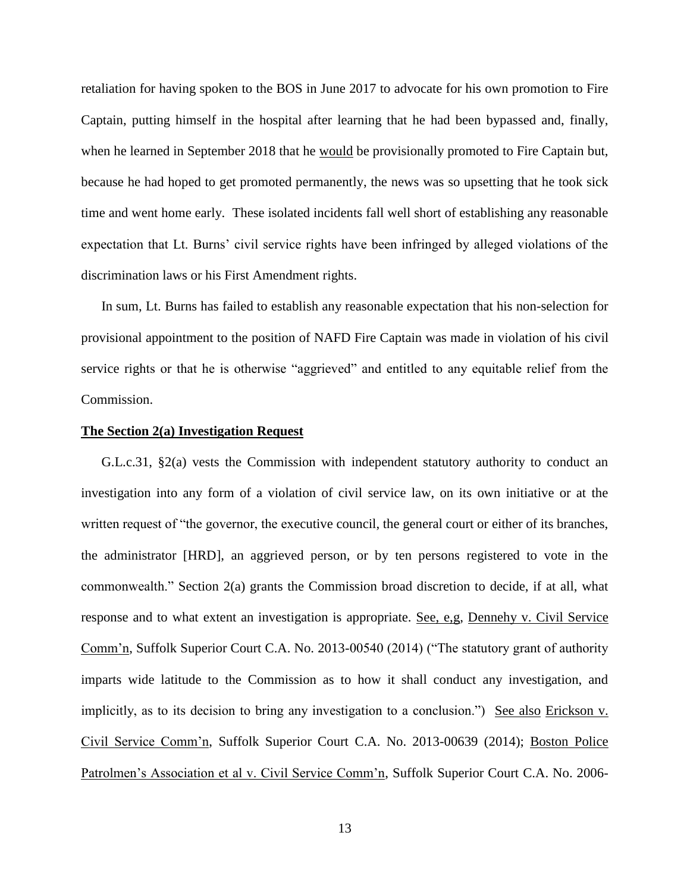retaliation for having spoken to the BOS in June 2017 to advocate for his own promotion to Fire Captain, putting himself in the hospital after learning that he had been bypassed and, finally, when he learned in September 2018 that he would be provisionally promoted to Fire Captain but, because he had hoped to get promoted permanently, the news was so upsetting that he took sick time and went home early. These isolated incidents fall well short of establishing any reasonable expectation that Lt. Burns' civil service rights have been infringed by alleged violations of the discrimination laws or his First Amendment rights.

In sum, Lt. Burns has failed to establish any reasonable expectation that his non-selection for provisional appointment to the position of NAFD Fire Captain was made in violation of his civil service rights or that he is otherwise "aggrieved" and entitled to any equitable relief from the Commission.

**The Section 2(a) Investigation Request**

G.L.c.31, §2(a) vests the Commission with independent statutory authority to conduct an investigation into any form of a violation of civil service law, on its own initiative or at the written request of "the governor, the executive council, the general court or either of its branches, the administrator [HRD], an aggrieved person, or by ten persons registered to vote in the commonwealth." Section 2(a) grants the Commission broad discretion to decide, if at all, what response and to what extent an investigation is appropriate. See, e,g, Dennehy v. Civil Service Comm'n, Suffolk Superior Court C.A. No. 2013-00540 (2014) ("The statutory grant of authority imparts wide latitude to the Commission as to how it shall conduct any investigation, and implicitly, as to its decision to bring any investigation to a conclusion.") See also Erickson v. Civil Service Comm'n, Suffolk Superior Court C.A. No. 2013-00639 (2014); Boston Police Patrolmen's Association et al v. Civil Service Comm'n, Suffolk Superior Court C.A. No. 2006-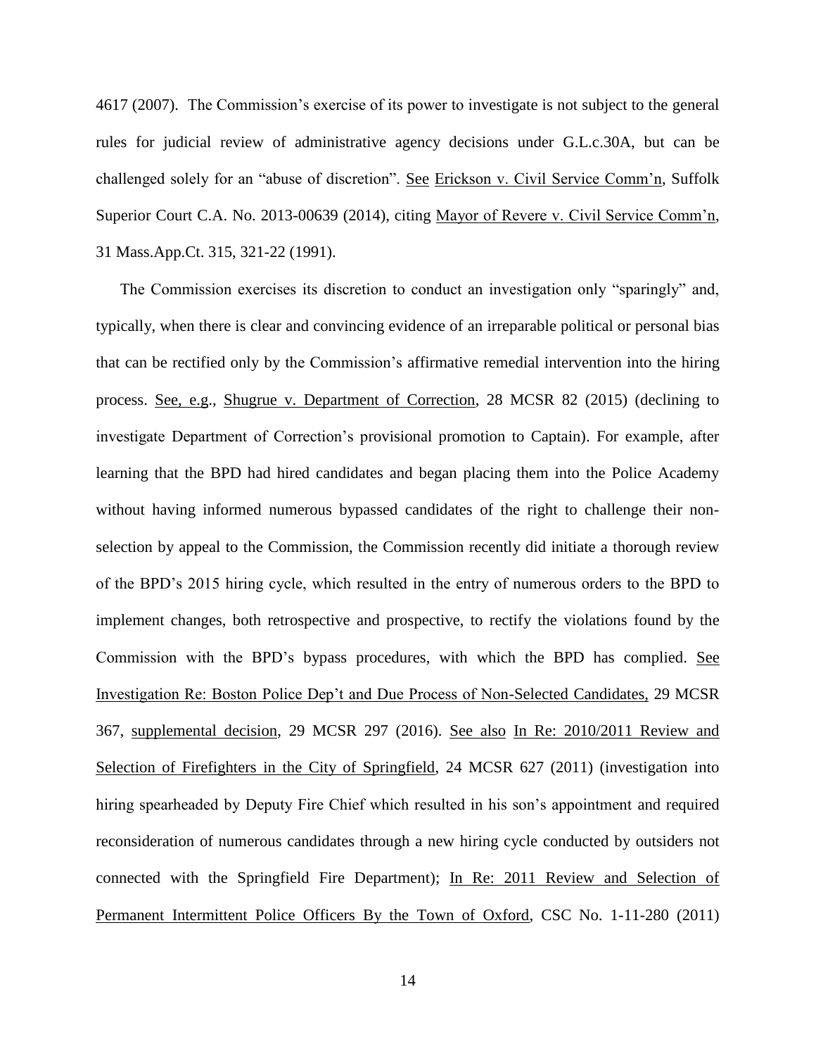4617 (2007). The Commission's exercise of its power to investigate is not subject to the general rules for judicial review of administrative agency decisions under G.L.c.30A, but can be challenged solely for an "abuse of discretion". See Erickson v. Civil Service Comm'n, Suffolk Superior Court C.A. No. 2013-00639 (2014), citing Mayor of Revere v. Civil Service Comm'n, 31 Mass.App.Ct. 315, 321-22 (1991).

The Commission exercises its discretion to conduct an investigation only "sparingly" and, typically, when there is clear and convincing evidence of an irreparable political or personal bias that can be rectified only by the Commission's affirmative remedial intervention into the hiring process. See, e.g., Shugrue v. Department of Correction, 28 MCSR 82 (2015) (declining to investigate Department of Correction's provisional promotion to Captain). For example, after learning that the BPD had hired candidates and began placing them into the Police Academy without having informed numerous bypassed candidates of the right to challenge their non-selection by appeal to the Commission, the Commission recently did initiate a thorough review of the BPD's 2015 hiring cycle, which resulted in the entry of numerous orders to the BPD to implement changes, both retrospective and prospective, to rectify the violations found by the Commission with the BPD's bypass procedures, with which the BPD has complied. See Investigation Re: Boston Police Dep't and Due Process of Non-Selected Candidates, 29 MCSR 367, supplemental decision, 29 MCSR 297 (2016). See also In Re: 2010/2011 Review and Selection of Firefighters in the City of Springfield, 24 MCSR 627 (2011) (investigation into hiring spearheaded by Deputy Fire Chief which resulted in his son's appointment and required reconsideration of numerous candidates through a new hiring cycle conducted by outsiders not connected with the Springfield Fire Department); In Re: 2011 Review and Selection of Permanent Intermittent Police Officers By the Town of Oxford, CSC No. 1-11-280 (2011)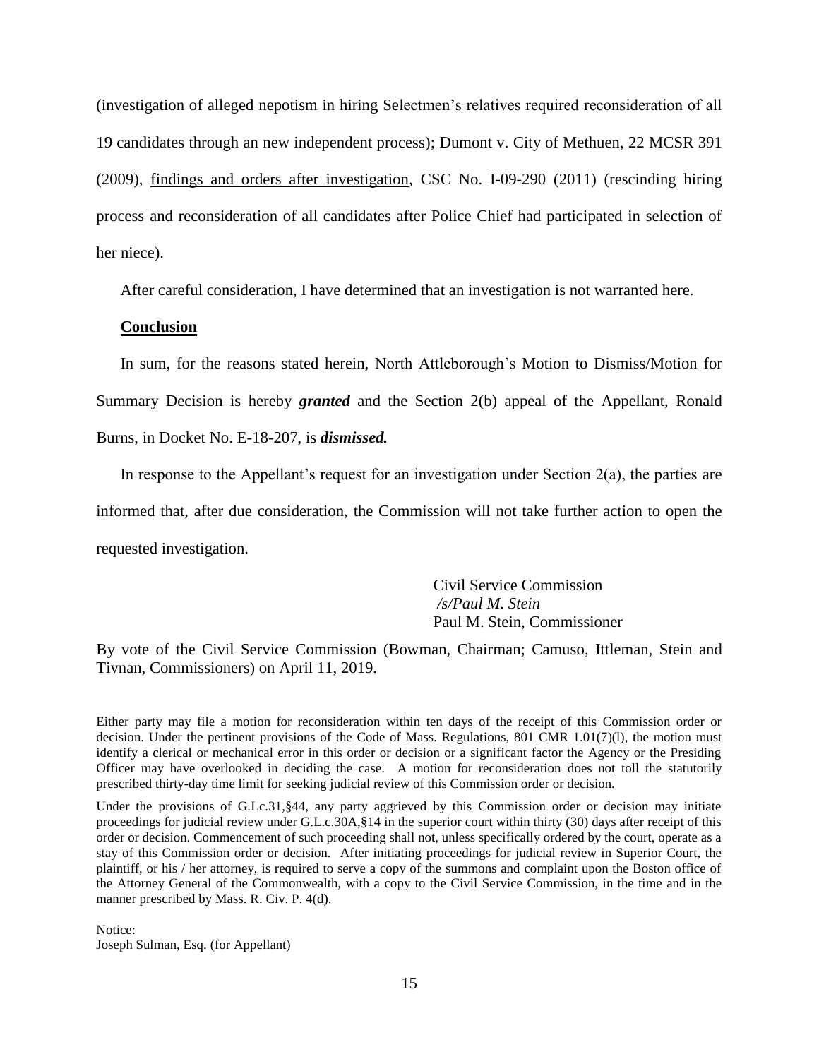(investigation of alleged nepotism in hiring Selectmen's relatives required reconsideration of all 19 candidates through an new independent process); <u>Dumont v. City of Methuen</u>, 22 MCSR 391 (2009), <u>findings and orders after investigation</u>, CSC No. I-09-290 (2011) (rescinding hiring process and reconsideration of all candidates after Police Chief had participated in selection of her niece).

After careful consideration, I have determined that an investigation is not warranted here.

**<u>Conclusion</u>**

In sum, for the reasons stated herein, North Attleborough's Motion to Dismiss/Motion for Summary Decision is hereby ***granted*** and the Section 2(b) appeal of the Appellant, Ronald Burns, in Docket No. E-18-207, is ***dismissed.***

In response to the Appellant's request for an investigation under Section 2(a), the parties are informed that, after due consideration, the Commission will not take further action to open the requested investigation.

Civil Service Commission
<u>/s/Paul M. Stein</u>
Paul M. Stein, Commissioner

By vote of the Civil Service Commission (Bowman, Chairman; Camuso, Ittleman, Stein and Tivnan, Commissioners) on April 11, 2019.

Either party may file a motion for reconsideration within ten days of the receipt of this Commission order or decision. Under the pertinent provisions of the Code of Mass. Regulations, 801 CMR 1.01(7)(l), the motion must identify a clerical or mechanical error in this order or decision or a significant factor the Agency or the Presiding Officer may have overlooked in deciding the case. A motion for reconsideration <u>does not</u> toll the statutorily prescribed thirty-day time limit for seeking judicial review of this Commission order or decision.

Under the provisions of G.L.c.31,§44, any party aggrieved by this Commission order or decision may initiate proceedings for judicial review under G.L.c.30A,§14 in the superior court within thirty (30) days after receipt of this order or decision. Commencement of such proceeding shall not, unless specifically ordered by the court, operate as a stay of this Commission order or decision. After initiating proceedings for judicial review in Superior Court, the plaintiff, or his / her attorney, is required to serve a copy of the summons and complaint upon the Boston office of the Attorney General of the Commonwealth, with a copy to the Civil Service Commission, in the time and in the manner prescribed by Mass. R. Civ. P. 4(d).

Notice:
Joseph Sulman, Esq. (for Appellant)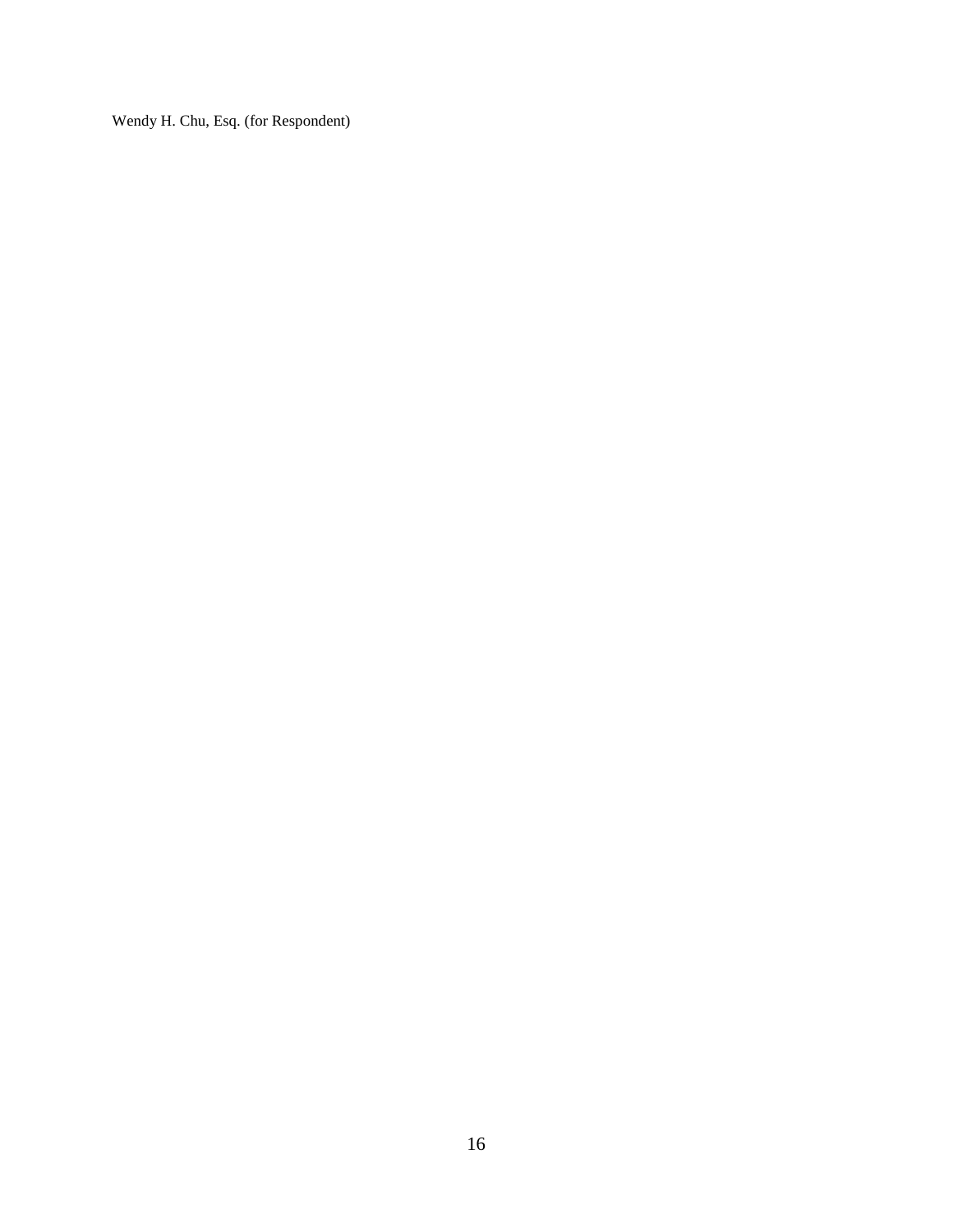Wendy H. Chu, Esq. (for Respondent)